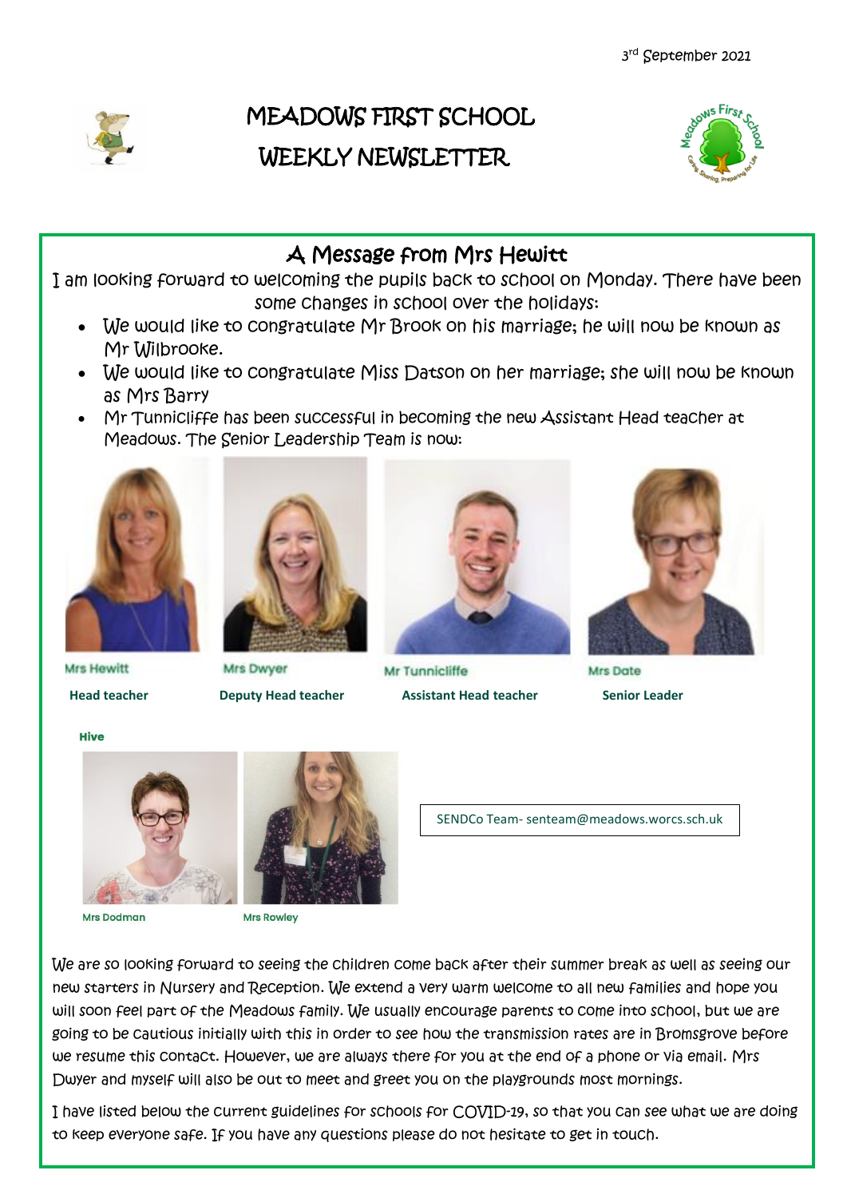3rd September 2021

# MEADOWS FIRST SCHOOL WEEKLY NEWSLETTER

## A Message from Mrs Hewitt

I am looking forward to welcoming the pupils back to school on Monday. There have been some changes in school over the holidays:

- We would like to congratulate Mr Brook on his marriage; he will now be known as Mr Wilbrooke.
- We would like to congratulate Miss Datson on her marriage; she will now be known as Mrs Barry
- Mr Tunnicliffe has been successful in becoming the new Assistant Head teacher at Meadows. The Senior Leadership Team is now:

Mrs Hewitt
**Head teacher**

Mrs Dwyer
**Deputy Head teacher**

Mr Tunnicliffe
**Assistant Head teacher**

Mrs Date
**Senior Leader**

**Hive**

Mrs Dodman

Mrs Rowley

SENDCo Team- senteam@meadows.worcs.sch.uk

We are so looking forward to seeing the children come back after their summer break as well as seeing our new starters in Nursery and Reception. We extend a very warm welcome to all new families and hope you will soon feel part of the Meadows family. We usually encourage parents to come into school, but we are going to be cautious initially with this in order to see how the transmission rates are in Bromsgrove before we resume this contact. However, we are always there for you at the end of a phone or via email. Mrs Dwyer and myself will also be out to meet and greet you on the playgrounds most mornings.

I have listed below the current guidelines for schools for COVID-19, so that you can see what we are doing to keep everyone safe. If you have any questions please do not hesitate to get in touch.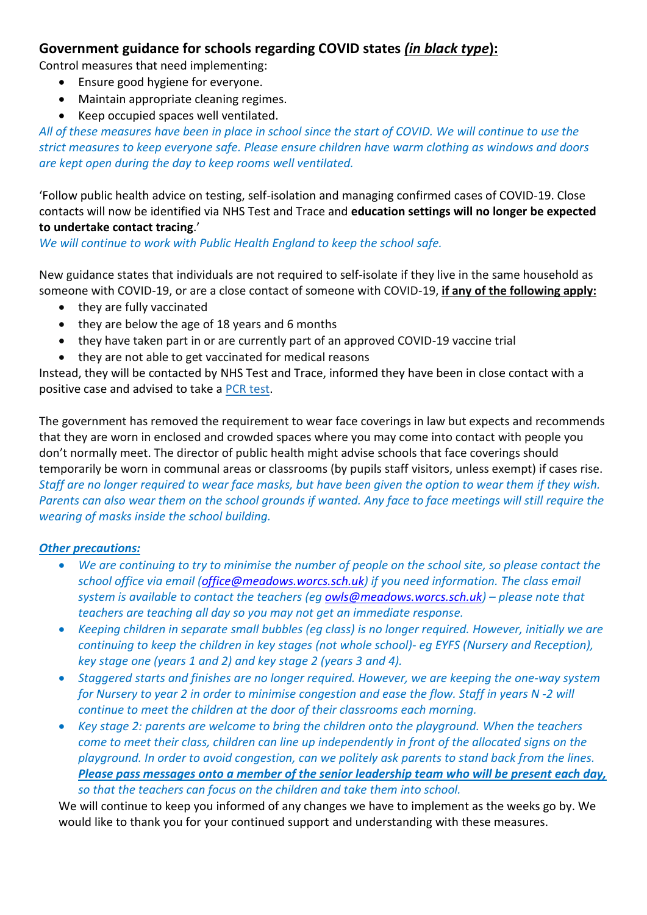## Government guidance for schools regarding COVID states ***(in black type)*:**

Control measures that need implementing:

- Ensure good hygiene for everyone.
- Maintain appropriate cleaning regimes.
- Keep occupied spaces well ventilated.

*All of these measures have been in place in school since the start of COVID. We will continue to use the strict measures to keep everyone safe. Please ensure children have warm clothing as windows and doors are kept open during the day to keep rooms well ventilated.*

'Follow public health advice on testing, self-isolation and managing confirmed cases of COVID-19. Close contacts will now be identified via NHS Test and Trace and **education settings will no longer be expected to undertake contact tracing**.'

*We will continue to work with Public Health England to keep the school safe.*

New guidance states that individuals are not required to self-isolate if they live in the same household as someone with COVID-19, or are a close contact of someone with COVID-19, **if any of the following apply:**

- they are fully vaccinated
- they are below the age of 18 years and 6 months
- they have taken part in or are currently part of an approved COVID-19 vaccine trial
- they are not able to get vaccinated for medical reasons

Instead, they will be contacted by NHS Test and Trace, informed they have been in close contact with a positive case and advised to take a PCR test.

The government has removed the requirement to wear face coverings in law but expects and recommends that they are worn in enclosed and crowded spaces where you may come into contact with people you don't normally meet. The director of public health might advise schools that face coverings should temporarily be worn in communal areas or classrooms (by pupils staff visitors, unless exempt) if cases rise. *Staff are no longer required to wear face masks, but have been given the option to wear them if they wish. Parents can also wear them on the school grounds if wanted. Any face to face meetings will still require the wearing of masks inside the school building.*

***Other precautions:***

- *We are continuing to try to minimise the number of people on the school site, so please contact the school office via email (office@meadows.worcs.sch.uk) if you need information. The class email system is available to contact the teachers (eg owls@meadows.worcs.sch.uk) – please note that teachers are teaching all day so you may not get an immediate response.*
- *Keeping children in separate small bubbles (eg class) is no longer required. However, initially we are continuing to keep the children in key stages (not whole school)- eg EYFS (Nursery and Reception), key stage one (years 1 and 2) and key stage 2 (years 3 and 4).*
- *Staggered starts and finishes are no longer required. However, we are keeping the one-way system for Nursery to year 2 in order to minimise congestion and ease the flow. Staff in years N -2 will continue to meet the children at the door of their classrooms each morning.*
- *Key stage 2: parents are welcome to bring the children onto the playground. When the teachers come to meet their class, children can line up independently in front of the allocated signs on the playground. In order to avoid congestion, can we politely ask parents to stand back from the lines.* ***Please pass messages onto a member of the senior leadership team who will be present each day,*** *so that the teachers can focus on the children and take them into school.*

We will continue to keep you informed of any changes we have to implement as the weeks go by. We would like to thank you for your continued support and understanding with these measures.